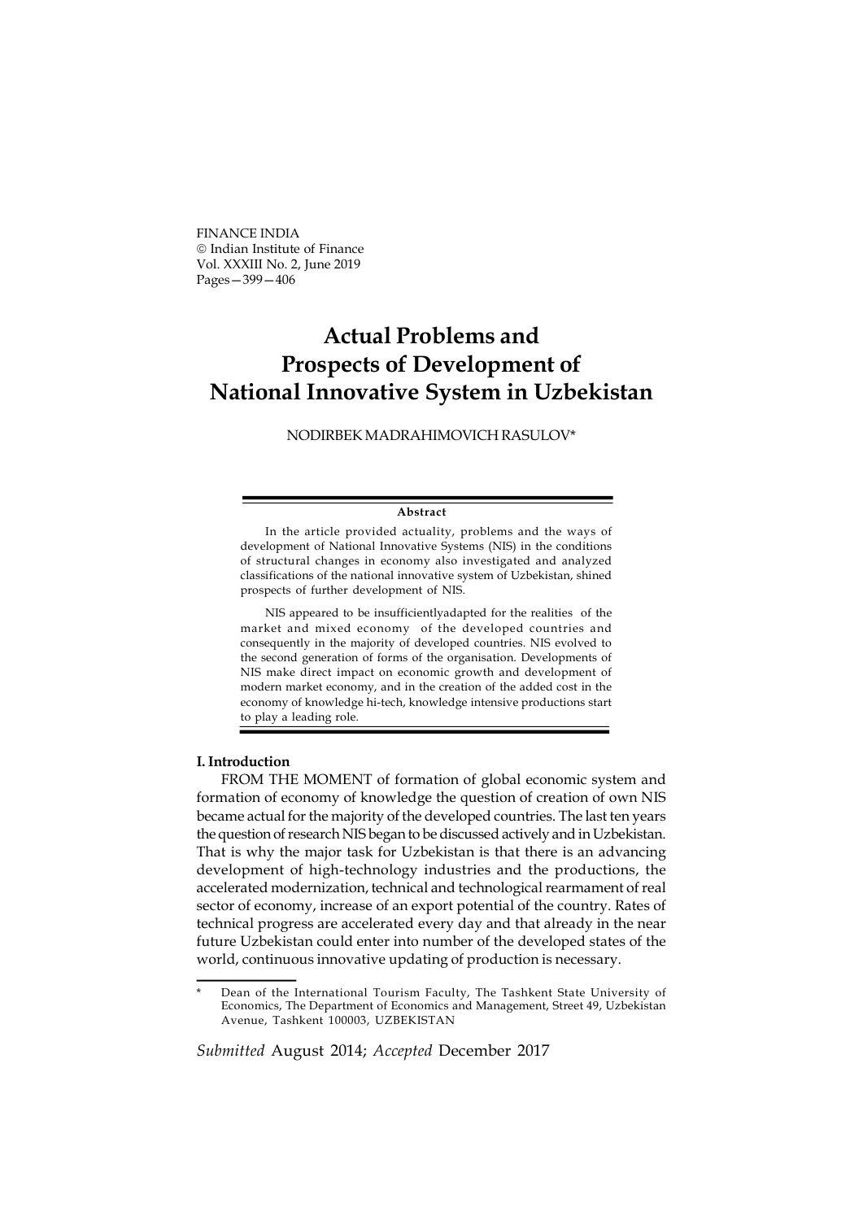# Actual Problems and Prospects of Development of National Innovative System in Uzbekistan

NODIRBEK MADRAHIMOVICH RASULOV*

**Abstract**

In the article provided actuality, problems and the ways of development of National Innovative Systems (NIS) in the conditions of structural changes in economy also investigated and analyzed classifications of the national innovative system of Uzbekistan, shined prospects of further development of NIS.

NIS appeared to be insufficientlyadapted for the realities of the market and mixed economy of the developed countries and consequently in the majority of developed countries. NIS evolved to the second generation of forms of the organisation. Developments of NIS make direct impact on economic growth and development of modern market economy, and in the creation of the added cost in the economy of knowledge hi-tech, knowledge intensive productions start to play a leading role.

## I. Introduction

FROM THE MOMENT of formation of global economic system and formation of economy of knowledge the question of creation of own NIS became actual for the majority of the developed countries. The last ten years the question of research NIS began to be discussed actively and in Uzbekistan. That is why the major task for Uzbekistan is that there is an advancing development of high-technology industries and the productions, the accelerated modernization, technical and technological rearmament of real sector of economy, increase of an export potential of the country. Rates of technical progress are accelerated every day and that already in the near future Uzbekistan could enter into number of the developed states of the world, continuous innovative updating of production is necessary.

\* Dean of the International Tourism Faculty, The Tashkent State University of Economics, The Department of Economics and Management, Street 49, Uzbekistan Avenue, Tashkent 100003, UZBEKISTAN

*Submitted* August 2014; *Accepted* December 2017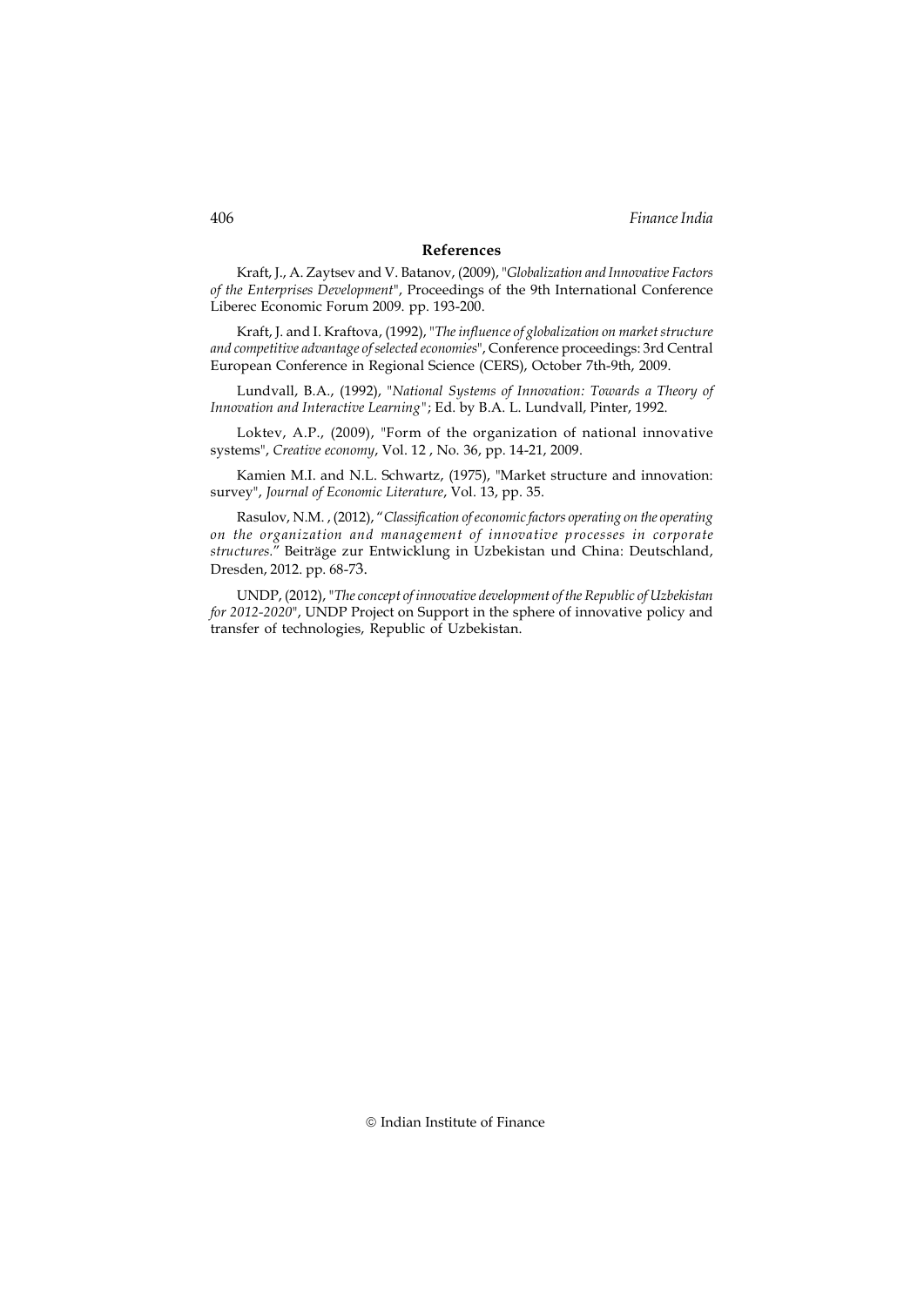## References

Kraft, J., A. Zaytsev and V. Batanov, (2009), "*Globalization and Innovative Factors of the Enterprises Development*", Proceedings of the 9th International Conference Liberec Economic Forum 2009. pp. 193-200.

Kraft, J. and I. Kraftova, (1992), "*The influence of globalization on market structure and competitive advantage of selected economies*", Conference proceedings: 3rd Central European Conference in Regional Science (CERS), October 7th-9th, 2009.

Lundvall, B.A., (1992), "*National Systems of Innovation: Towards a Theory of Innovation and Interactive Learning*"; Ed. by B.A. L. Lundvall, Pinter, 1992.

Loktev, A.P., (2009), "Form of the organization of national innovative systems", *Creative economy*, Vol. 12 , No. 36, pp. 14-21, 2009.

Kamien M.I. and N.L. Schwartz, (1975), "Market structure and innovation: survey", *Journal of Economic Literature*, Vol. 13, pp. 35.

Rasulov, N.M. , (2012), "*Classification of economic factors operating on the operating on the organization and management of innovative processes in corporate structures.*" Beiträge zur Entwicklung in Uzbekistan und China: Deutschland, Dresden, 2012. pp. 68-73.

UNDP, (2012), "*The concept of innovative development of the Republic of Uzbekistan for 2012-2020*", UNDP Project on Support in the sphere of innovative policy and transfer of technologies, Republic of Uzbekistan.